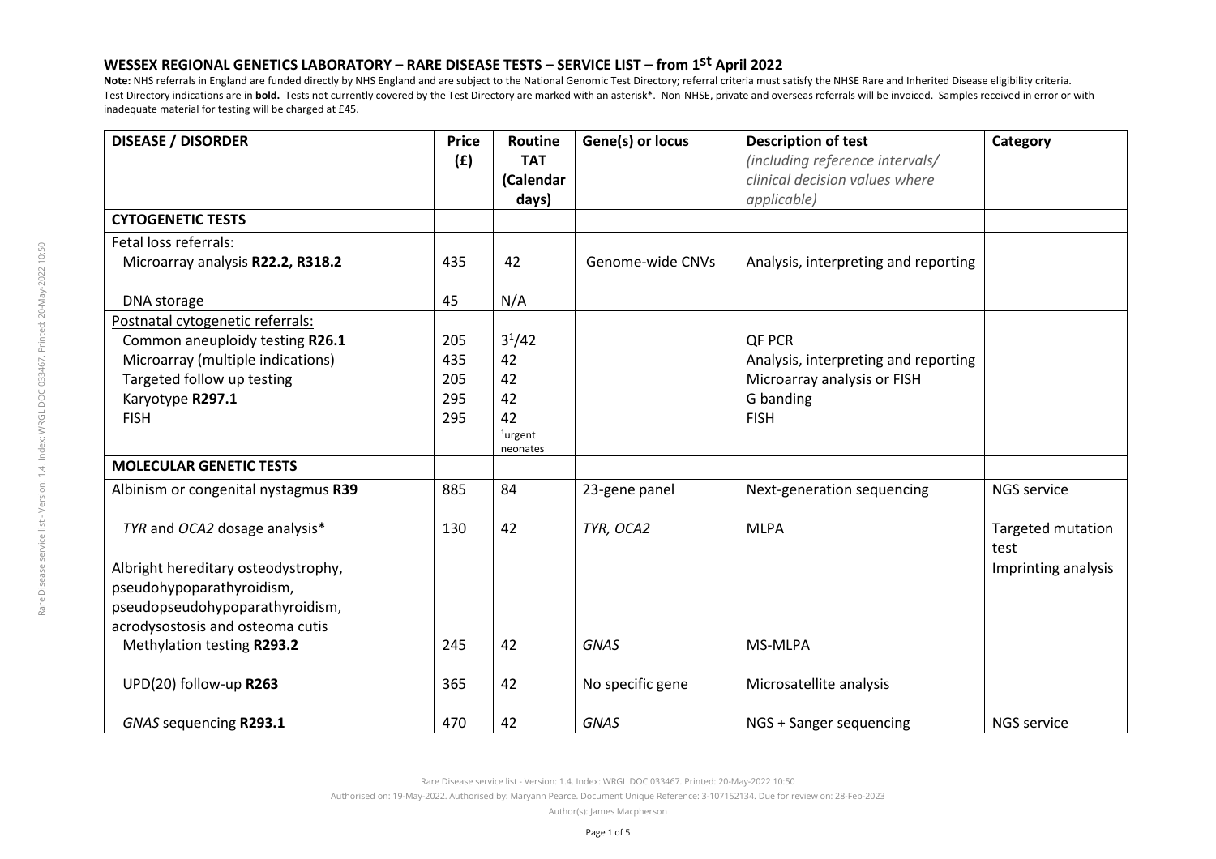# WESSEX REGIONAL GENETICS LABORATORY – RARE DISEASE TESTS – SERVICE LIST – from 1st April 2022

**Note:** NHS referrals in England are funded directly by NHS England and are subject to the National Genomic Test Directory; referral criteria must satisfy the NHSE Rare and Inherited Disease eligibility criteria. Test Directory indications are in **bold.** Tests not currently covered by the Test Directory are marked with an asterisk*. Non-NHSE, private and overseas referrals will be invoiced. Samples received in error or with inadequate material for testing will be charged at £45.

| DISEASE / DISORDER | Price (£) | Routine TAT (Calendar days) | Gene(s) or locus | Description of test *(including reference intervals/ clinical decision values where applicable)* | Category |
|---|---|---|---|---|---|
| **CYTOGENETIC TESTS** | | | | | |
| Fetal loss referrals: | | | | | |
| Microarray analysis **R22.2, R318.2** | 435 | 42 | Genome-wide CNVs | Analysis, interpreting and reporting | |
| DNA storage | 45 | N/A | | | |
| Postnatal cytogenetic referrals: | | | | | |
| Common aneuploidy testing **R26.1** | 205 | 3[1]/42 | | QF PCR | |
| Microarray (multiple indications) | 435 | 42 | | Analysis, interpreting and reporting | |
| Targeted follow up testing | 205 | 42 | | Microarray analysis or FISH | |
| Karyotype **R297.1** | 295 | 42 | | G banding | |
| FISH | 295 | 42<br>[1]urgent neonates | | FISH | |
| **MOLECULAR GENETIC TESTS** | | | | | |
| Albinism or congenital nystagmus **R39** | 885 | 84 | 23-gene panel | Next-generation sequencing | NGS service |
| *TYR* and *OCA2* dosage analysis* | 130 | 42 | *TYR, OCA2* | MLPA | Targeted mutation test |
| Albright hereditary osteodystrophy, pseudohypoparathyroidism, pseudopseudohypoparathyroidism, acrodysostosis and osteoma cutis | | | | | Imprinting analysis |
| Methylation testing **R293.2** | 245 | 42 | *GNAS* | MS-MLPA | |
| UPD(20) follow-up **R263** | 365 | 42 | No specific gene | Microsatellite analysis | |
| *GNAS* sequencing **R293.1** | 470 | 42 | *GNAS* | NGS + Sanger sequencing | NGS service |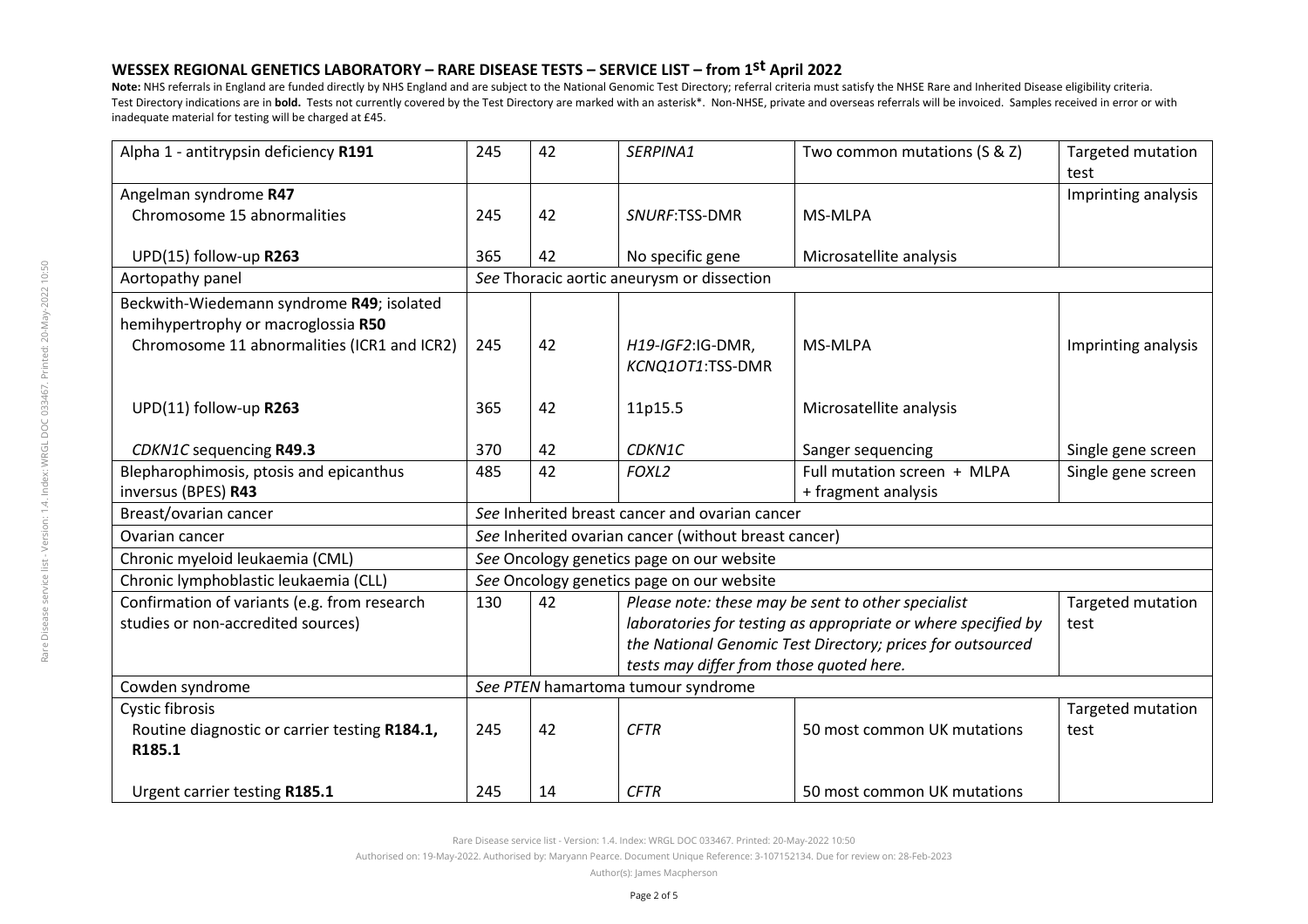## WESSEX REGIONAL GENETICS LABORATORY – RARE DISEASE TESTS – SERVICE LIST – from 1st April 2022

**Note:** NHS referrals in England are funded directly by NHS England and are subject to the National Genomic Test Directory; referral criteria must satisfy the NHSE Rare and Inherited Disease eligibility criteria. Test Directory indications are in **bold.** Tests not currently covered by the Test Directory are marked with an asterisk*. Non-NHSE, private and overseas referrals will be invoiced. Samples received in error or with inadequate material for testing will be charged at £45.

| | | | | | |
|---|---|---|---|---|---|
| Alpha 1 - antitrypsin deficiency **R191** | 245 | 42 | *SERPINA1* | Two common mutations (S & Z) | Targeted mutation test |
| Angelman syndrome **R47** | | | | | Imprinting analysis |
| Chromosome 15 abnormalities | 245 | 42 | *SNURF*:TSS-DMR | MS-MLPA | |
| UPD(15) follow-up **R263** | 365 | 42 | No specific gene | Microsatellite analysis | |
| Aortopathy panel | *See* Thoracic aortic aneurysm or dissection | | | | |
| Beckwith-Wiedemann syndrome **R49**; isolated hemihypertrophy or macroglossia **R50** | | | | | |
| Chromosome 11 abnormalities (ICR1 and ICR2) | 245 | 42 | *H19-IGF2*:IG-DMR, *KCNQ1OT1*:TSS-DMR | MS-MLPA | Imprinting analysis |
| UPD(11) follow-up **R263** | 365 | 42 | 11p15.5 | Microsatellite analysis | |
| *CDKN1C* sequencing **R49.3** | 370 | 42 | *CDKN1C* | Sanger sequencing | Single gene screen |
| Blepharophimosis, ptosis and epicanthus inversus (BPES) **R43** | 485 | 42 | *FOXL2* | Full mutation screen + MLPA + fragment analysis | Single gene screen |
| Breast/ovarian cancer | *See* Inherited breast cancer and ovarian cancer | | | | |
| Ovarian cancer | *See* Inherited ovarian cancer (without breast cancer) | | | | |
| Chronic myeloid leukaemia (CML) | *See* Oncology genetics page on our website | | | | |
| Chronic lymphoblastic leukaemia (CLL) | *See* Oncology genetics page on our website | | | | |
| Confirmation of variants (e.g. from research studies or non-accredited sources) | 130 | 42 | *Please note: these may be sent to other specialist laboratories for testing as appropriate or where specified by the National Genomic Test Directory; prices for outsourced tests may differ from those quoted here.* | | Targeted mutation test |
| Cowden syndrome | *See PTEN* hamartoma tumour syndrome | | | | |
| Cystic fibrosis | | | | | Targeted mutation test |
| Routine diagnostic or carrier testing **R184.1, R185.1** | 245 | 42 | *CFTR* | 50 most common UK mutations | |
| Urgent carrier testing **R185.1** | 245 | 14 | *CFTR* | 50 most common UK mutations | |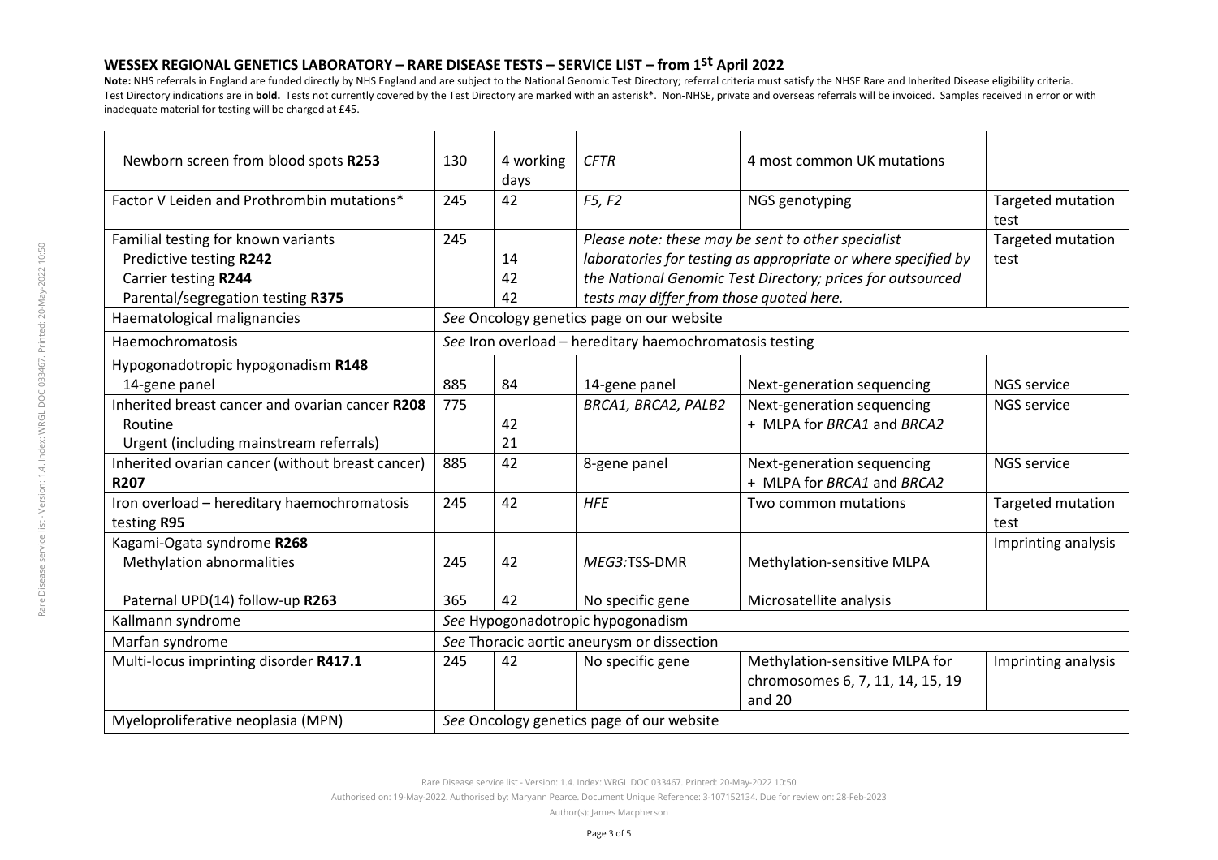## WESSEX REGIONAL GENETICS LABORATORY – RARE DISEASE TESTS – SERVICE LIST – from 1st April 2022

**Note:** NHS referrals in England are funded directly by NHS England and are subject to the National Genomic Test Directory; referral criteria must satisfy the NHSE Rare and Inherited Disease eligibility criteria. Test Directory indications are in **bold.** Tests not currently covered by the Test Directory are marked with an asterisk*. Non-NHSE, private and overseas referrals will be invoiced. Samples received in error or with inadequate material for testing will be charged at £45.

| | | | | | |
|---|---|---|---|---|---|
| Newborn screen from blood spots **R253** | 130 | 4 working days | *CFTR* | 4 most common UK mutations | |
| Factor V Leiden and Prothrombin mutations* | 245 | 42 | *F5, F2* | NGS genotyping | Targeted mutation test |
| Familial testing for known variants<br>Predictive testing **R242**<br>Carrier testing **R244**<br>Parental/segregation testing **R375** | 245 | <br>14<br>42<br>42 | *Please note: these may be sent to other specialist laboratories for testing as appropriate or where specified by the National Genomic Test Directory; prices for outsourced tests may differ from those quoted here.* | | Targeted mutation test |
| Haematological malignancies | *See* Oncology genetics page on our website | | | | |
| Haemochromatosis | *See* Iron overload – hereditary haemochromatosis testing | | | | |
| Hypogonadotropic hypogonadism **R148**<br>14-gene panel | <br>885 | <br>84 | <br>14-gene panel | <br>Next-generation sequencing | <br>NGS service |
| Inherited breast cancer and ovarian cancer **R208**<br>Routine<br>Urgent (including mainstream referrals) | 775 | <br>42<br>21 | *BRCA1, BRCA2, PALB2* | Next-generation sequencing<br>+ MLPA for *BRCA1* and *BRCA2* | NGS service |
| Inherited ovarian cancer (without breast cancer) **R207** | 885 | 42 | 8-gene panel | Next-generation sequencing<br>+ MLPA for *BRCA1* and *BRCA2* | NGS service |
| Iron overload – hereditary haemochromatosis testing **R95** | 245 | 42 | *HFE* | Two common mutations | Targeted mutation test |
| Kagami-Ogata syndrome **R268**<br>Methylation abnormalities<br><br>Paternal UPD(14) follow-up **R263** | <br>245<br><br>365 | <br>42<br><br>42 | <br>*MEG3:*TSS-DMR<br><br>No specific gene | <br>Methylation-sensitive MLPA<br><br>Microsatellite analysis | Imprinting analysis |
| Kallmann syndrome | *See* Hypogonadotropic hypogonadism | | | | |
| Marfan syndrome | *See* Thoracic aortic aneurysm or dissection | | | | |
| Multi-locus imprinting disorder **R417.1** | 245 | 42 | No specific gene | Methylation-sensitive MLPA for chromosomes 6, 7, 11, 14, 15, 19 and 20 | Imprinting analysis |
| Myeloproliferative neoplasia (MPN) | *See* Oncology genetics page of our website | | | | |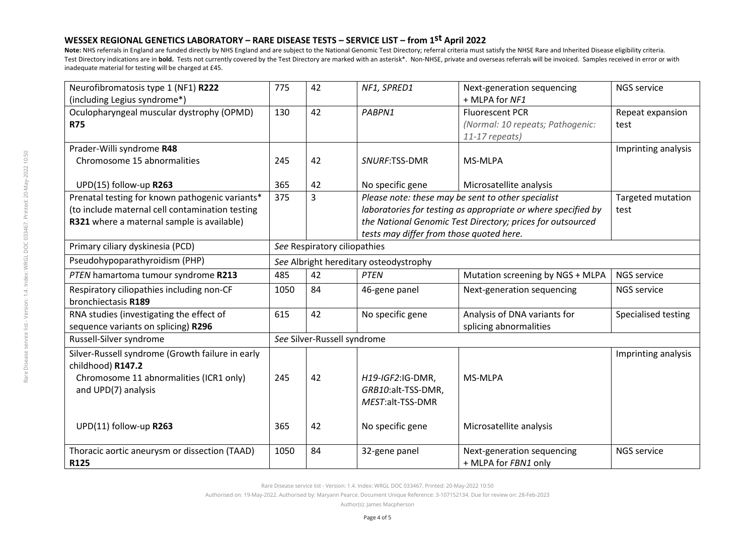## WESSEX REGIONAL GENETICS LABORATORY – RARE DISEASE TESTS – SERVICE LIST – from 1st April 2022

**Note:** NHS referrals in England are funded directly by NHS England and are subject to the National Genomic Test Directory; referral criteria must satisfy the NHSE Rare and Inherited Disease eligibility criteria. Test Directory indications are in **bold.** Tests not currently covered by the Test Directory are marked with an asterisk*. Non-NHSE, private and overseas referrals will be invoiced. Samples received in error or with inadequate material for testing will be charged at £45.

| | | | | | |
|---|---|---|---|---|---|
| Neurofibromatosis type 1 (NF1) **R222** (including Legius syndrome*) | 775 | 42 | *NF1, SPRED1* | Next-generation sequencing + MLPA for *NF1* | NGS service |
| Oculopharyngeal muscular dystrophy (OPMD) **R75** | 130 | 42 | *PABPN1* | Fluorescent PCR *(Normal: 10 repeats; Pathogenic: 11-17 repeats)* | Repeat expansion test |
| Prader-Willi syndrome **R48** | | | | | Imprinting analysis |
| Chromosome 15 abnormalities | 245 | 42 | *SNURF*:TSS-DMR | MS-MLPA | |
| UPD(15) follow-up **R263** | 365 | 42 | No specific gene | Microsatellite analysis | |
| Prenatal testing for known pathogenic variants* (to include maternal cell contamination testing **R321** where a maternal sample is available) | 375 | 3 | *Please note: these may be sent to other specialist laboratories for testing as appropriate or where specified by the National Genomic Test Directory; prices for outsourced tests may differ from those quoted here.* | | Targeted mutation test |
| Primary ciliary dyskinesia (PCD) | *See* Respiratory ciliopathies | | | | |
| Pseudohypoparathyroidism (PHP) | *See* Albright hereditary osteodystrophy | | | | |
| *PTEN* hamartoma tumour syndrome **R213** | 485 | 42 | *PTEN* | Mutation screening by NGS + MLPA | NGS service |
| Respiratory ciliopathies including non-CF bronchiectasis **R189** | 1050 | 84 | 46-gene panel | Next-generation sequencing | NGS service |
| RNA studies (investigating the effect of sequence variants on splicing) **R296** | 615 | 42 | No specific gene | Analysis of DNA variants for splicing abnormalities | Specialised testing |
| Russell-Silver syndrome | *See* Silver-Russell syndrome | | | | |
| Silver-Russell syndrome (Growth failure in early childhood) **R147.2** | | | | | Imprinting analysis |
| Chromosome 11 abnormalities (ICR1 only) and UPD(7) analysis | 245 | 42 | *H19-IGF2*:IG-DMR, *GRB10*:alt-TSS-DMR, *MEST*:alt-TSS-DMR | MS-MLPA | |
| UPD(11) follow-up **R263** | 365 | 42 | No specific gene | Microsatellite analysis | |
| Thoracic aortic aneurysm or dissection (TAAD) **R125** | 1050 | 84 | 32-gene panel | Next-generation sequencing + MLPA for *FBN1* only | NGS service |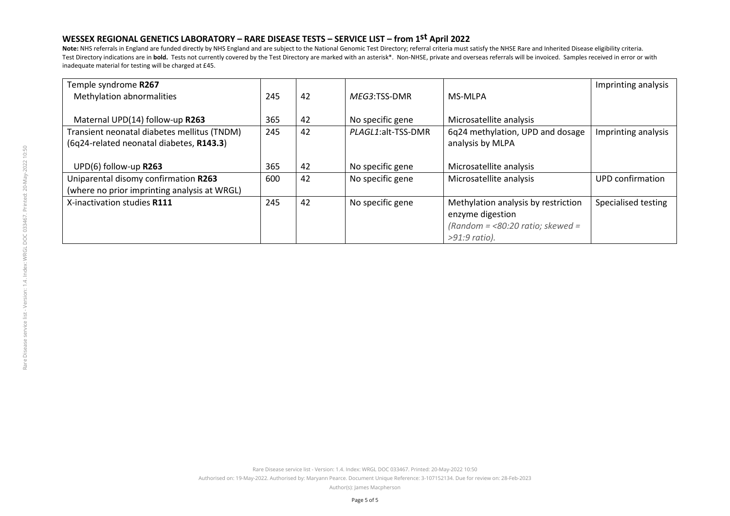## WESSEX REGIONAL GENETICS LABORATORY – RARE DISEASE TESTS – SERVICE LIST – from 1st April 2022

**Note:** NHS referrals in England are funded directly by NHS England and are subject to the National Genomic Test Directory; referral criteria must satisfy the NHSE Rare and Inherited Disease eligibility criteria. Test Directory indications are in **bold.** Tests not currently covered by the Test Directory are marked with an asterisk*. Non-NHSE, private and overseas referrals will be invoiced. Samples received in error or with inadequate material for testing will be charged at £45.

| | | | | | |
|---|---|---|---|---|---|
| Temple syndrome **R267**<br>Methylation abnormalities | 245 | 42 | *MEG3*:TSS-DMR | MS-MLPA | Imprinting analysis |
| Maternal UPD(14) follow-up **R263** | 365 | 42 | No specific gene | Microsatellite analysis | |
| Transient neonatal diabetes mellitus (TNDM) (6q24-related neonatal diabetes, **R143.3**) | 245 | 42 | *PLAGL1*:alt-TSS-DMR | 6q24 methylation, UPD and dosage analysis by MLPA | Imprinting analysis |
| UPD(6) follow-up **R263** | 365 | 42 | No specific gene | Microsatellite analysis | |
| Uniparental disomy confirmation **R263** (where no prior imprinting analysis at WRGL) | 600 | 42 | No specific gene | Microsatellite analysis | UPD confirmation |
| X-inactivation studies **R111** | 245 | 42 | No specific gene | Methylation analysis by restriction enzyme digestion *(Random = <80:20 ratio; skewed = >91:9 ratio).* | Specialised testing |

Rare Disease service list - Version: 1.4. Index: WRGL DOC 033467. Printed: 20-May-2022 10:50

Authorised on: 19-May-2022. Authorised by: Maryann Pearce. Document Unique Reference: 3-107152134. Due for review on: 28-Feb-2023

Author(s): James Macpherson